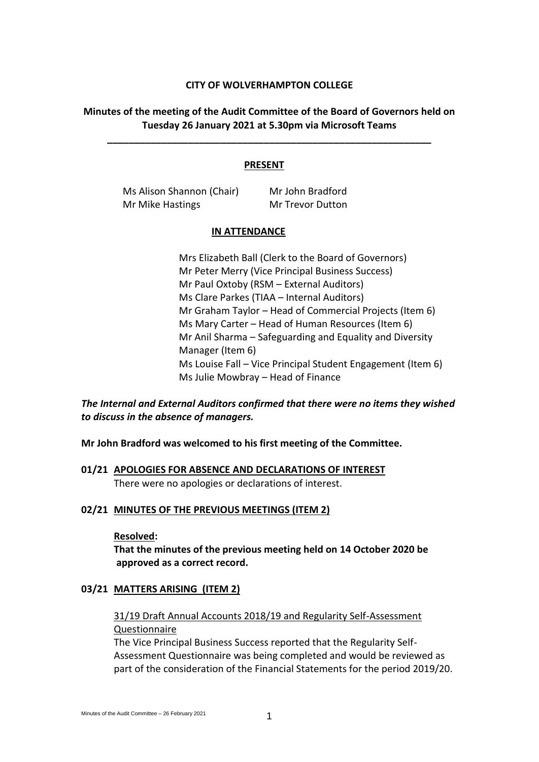**CITY OF WOLVERHAMPTON COLLEGE**

**Minutes of the meeting of the Audit Committee of the Board of Governors held on Tuesday 26 January 2021 at 5.30pm via Microsoft Teams**

---

**PRESENT**

Ms Alison Shannon (Chair)
Mr John Bradford
Mr Mike Hastings
Mr Trevor Dutton

**IN ATTENDANCE**

Mrs Elizabeth Ball (Clerk to the Board of Governors)
Mr Peter Merry (Vice Principal Business Success)
Mr Paul Oxtoby (RSM – External Auditors)
Ms Clare Parkes (TIAA – Internal Auditors)
Mr Graham Taylor – Head of Commercial Projects (Item 6)
Ms Mary Carter – Head of Human Resources (Item 6)
Mr Anil Sharma – Safeguarding and Equality and Diversity Manager (Item 6)
Ms Louise Fall – Vice Principal Student Engagement (Item 6)
Ms Julie Mowbray – Head of Finance

***The Internal and External Auditors confirmed that there were no items they wished to discuss in the absence of managers.***

**Mr John Bradford was welcomed to his first meeting of the Committee.**

**01/21 APOLOGIES FOR ABSENCE AND DECLARATIONS OF INTEREST**

There were no apologies or declarations of interest.

**02/21 MINUTES OF THE PREVIOUS MEETINGS (ITEM 2)**

**Resolved:**

**That the minutes of the previous meeting held on 14 October 2020 be approved as a correct record.**

**03/21 MATTERS ARISING (ITEM 2)**

31/19 Draft Annual Accounts 2018/19 and Regularity Self-Assessment Questionnaire

The Vice Principal Business Success reported that the Regularity Self-Assessment Questionnaire was being completed and would be reviewed as part of the consideration of the Financial Statements for the period 2019/20.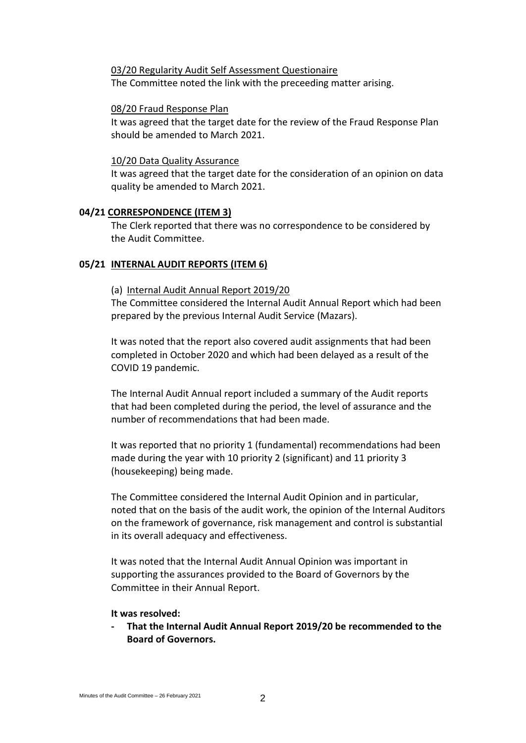03/20 Regularity Audit Self Assessment Questionaire

The Committee noted the link with the preceeding matter arising.

08/20 Fraud Response Plan

It was agreed that the target date for the review of the Fraud Response Plan should be amended to March 2021.

10/20 Data Quality Assurance

It was agreed that the target date for the consideration of an opinion on data quality be amended to March 2021.

**04/21 CORRESPONDENCE (ITEM 3)**

The Clerk reported that there was no correspondence to be considered by the Audit Committee.

**05/21 INTERNAL AUDIT REPORTS (ITEM 6)**

(a) Internal Audit Annual Report 2019/20

The Committee considered the Internal Audit Annual Report which had been prepared by the previous Internal Audit Service (Mazars).

It was noted that the report also covered audit assignments that had been completed in October 2020 and which had been delayed as a result of the COVID 19 pandemic.

The Internal Audit Annual report included a summary of the Audit reports that had been completed during the period, the level of assurance and the number of recommendations that had been made.

It was reported that no priority 1 (fundamental) recommendations had been made during the year with 10 priority 2 (significant) and 11 priority 3 (housekeeping) being made.

The Committee considered the Internal Audit Opinion and in particular, noted that on the basis of the audit work, the opinion of the Internal Auditors on the framework of governance, risk management and control is substantial in its overall adequacy and effectiveness.

It was noted that the Internal Audit Annual Opinion was important in supporting the assurances provided to the Board of Governors by the Committee in their Annual Report.

**It was resolved:**

- **That the Internal Audit Annual Report 2019/20 be recommended to the Board of Governors.**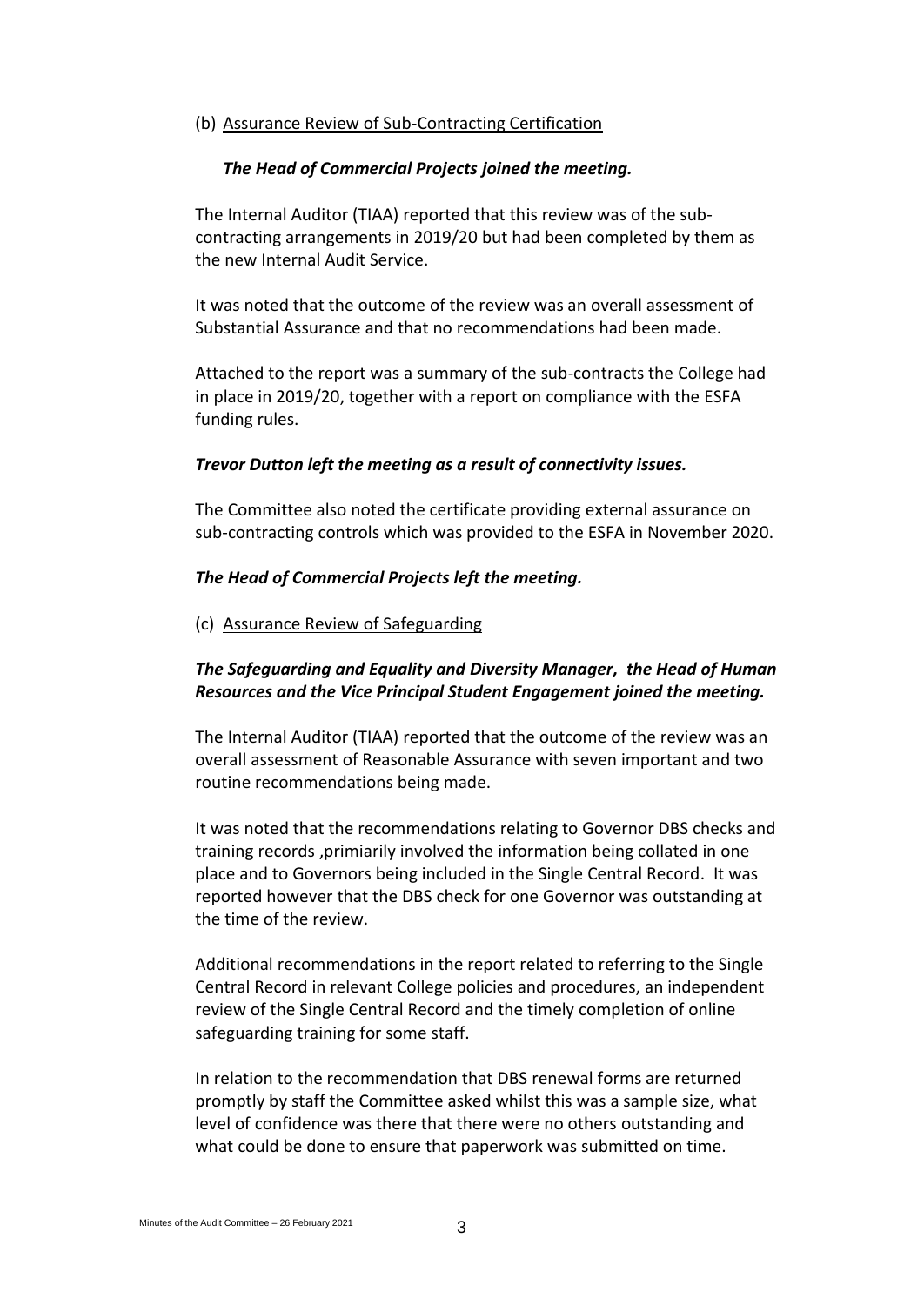(b) Assurance Review of Sub-Contracting Certification

***The Head of Commercial Projects joined the meeting.***

The Internal Auditor (TIAA) reported that this review was of the sub-contracting arrangements in 2019/20 but had been completed by them as the new Internal Audit Service.

It was noted that the outcome of the review was an overall assessment of Substantial Assurance and that no recommendations had been made.

Attached to the report was a summary of the sub-contracts the College had in place in 2019/20, together with a report on compliance with the ESFA funding rules.

***Trevor Dutton left the meeting as a result of connectivity issues.***

The Committee also noted the certificate providing external assurance on sub-contracting controls which was provided to the ESFA in November 2020.

***The Head of Commercial Projects left the meeting.***

(c) Assurance Review of Safeguarding

***The Safeguarding and Equality and Diversity Manager, the Head of Human Resources and the Vice Principal Student Engagement joined the meeting.***

The Internal Auditor (TIAA) reported that the outcome of the review was an overall assessment of Reasonable Assurance with seven important and two routine recommendations being made.

It was noted that the recommendations relating to Governor DBS checks and training records ,primiarily involved the information being collated in one place and to Governors being included in the Single Central Record. It was reported however that the DBS check for one Governor was outstanding at the time of the review.

Additional recommendations in the report related to referring to the Single Central Record in relevant College policies and procedures, an independent review of the Single Central Record and the timely completion of online safeguarding training for some staff.

In relation to the recommendation that DBS renewal forms are returned promptly by staff the Committee asked whilst this was a sample size, what level of confidence was there that there were no others outstanding and what could be done to ensure that paperwork was submitted on time.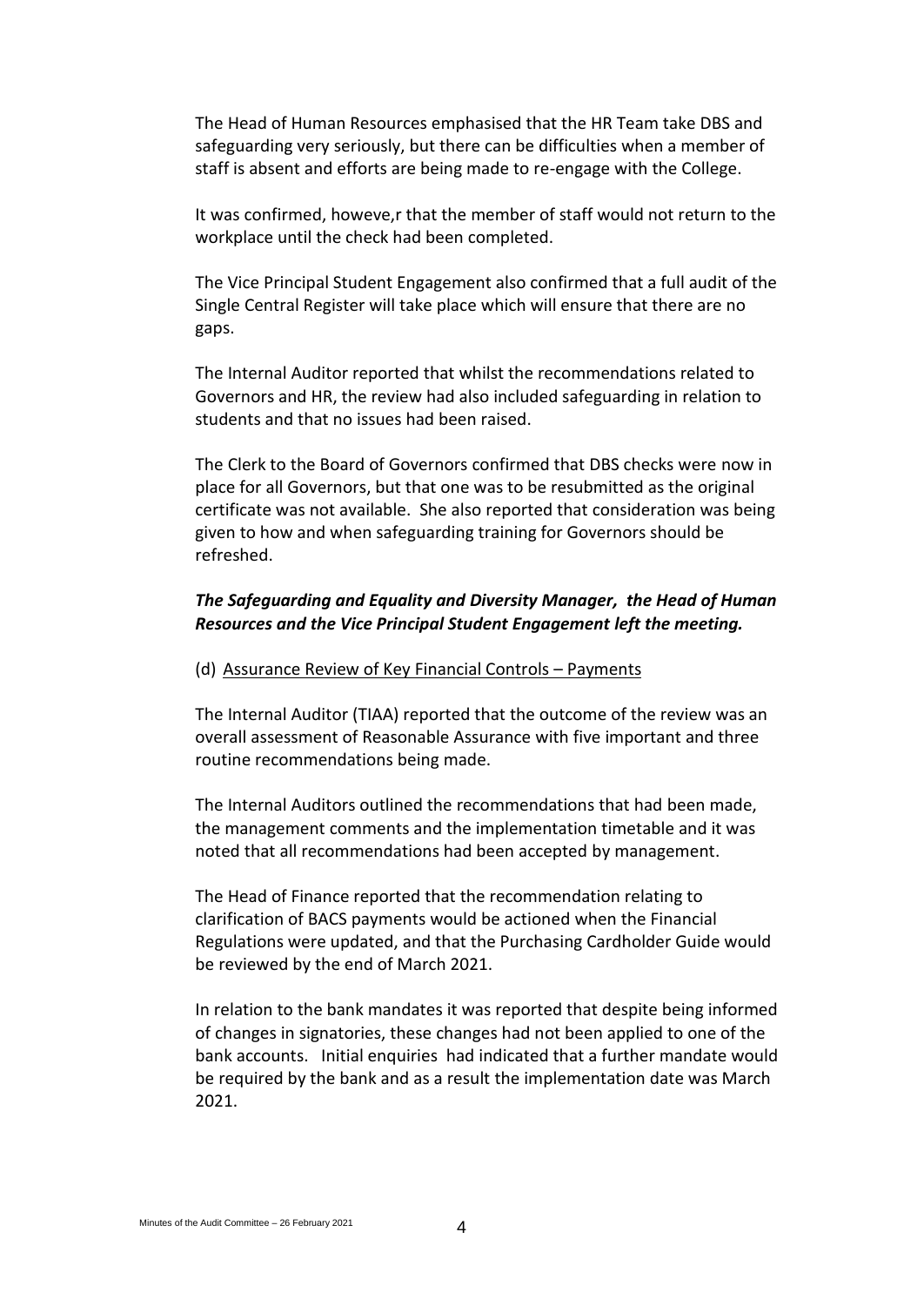The Head of Human Resources emphasised that the HR Team take DBS and safeguarding very seriously, but there can be difficulties when a member of staff is absent and efforts are being made to re-engage with the College.

It was confirmed, howeve,r that the member of staff would not return to the workplace until the check had been completed.

The Vice Principal Student Engagement also confirmed that a full audit of the Single Central Register will take place which will ensure that there are no gaps.

The Internal Auditor reported that whilst the recommendations related to Governors and HR, the review had also included safeguarding in relation to students and that no issues had been raised.

The Clerk to the Board of Governors confirmed that DBS checks were now in place for all Governors, but that one was to be resubmitted as the original certificate was not available. She also reported that consideration was being given to how and when safeguarding training for Governors should be refreshed.

***The Safeguarding and Equality and Diversity Manager, the Head of Human Resources and the Vice Principal Student Engagement left the meeting.***

(d) Assurance Review of Key Financial Controls – Payments

The Internal Auditor (TIAA) reported that the outcome of the review was an overall assessment of Reasonable Assurance with five important and three routine recommendations being made.

The Internal Auditors outlined the recommendations that had been made, the management comments and the implementation timetable and it was noted that all recommendations had been accepted by management.

The Head of Finance reported that the recommendation relating to clarification of BACS payments would be actioned when the Financial Regulations were updated, and that the Purchasing Cardholder Guide would be reviewed by the end of March 2021.

In relation to the bank mandates it was reported that despite being informed of changes in signatories, these changes had not been applied to one of the bank accounts. Initial enquiries had indicated that a further mandate would be required by the bank and as a result the implementation date was March 2021.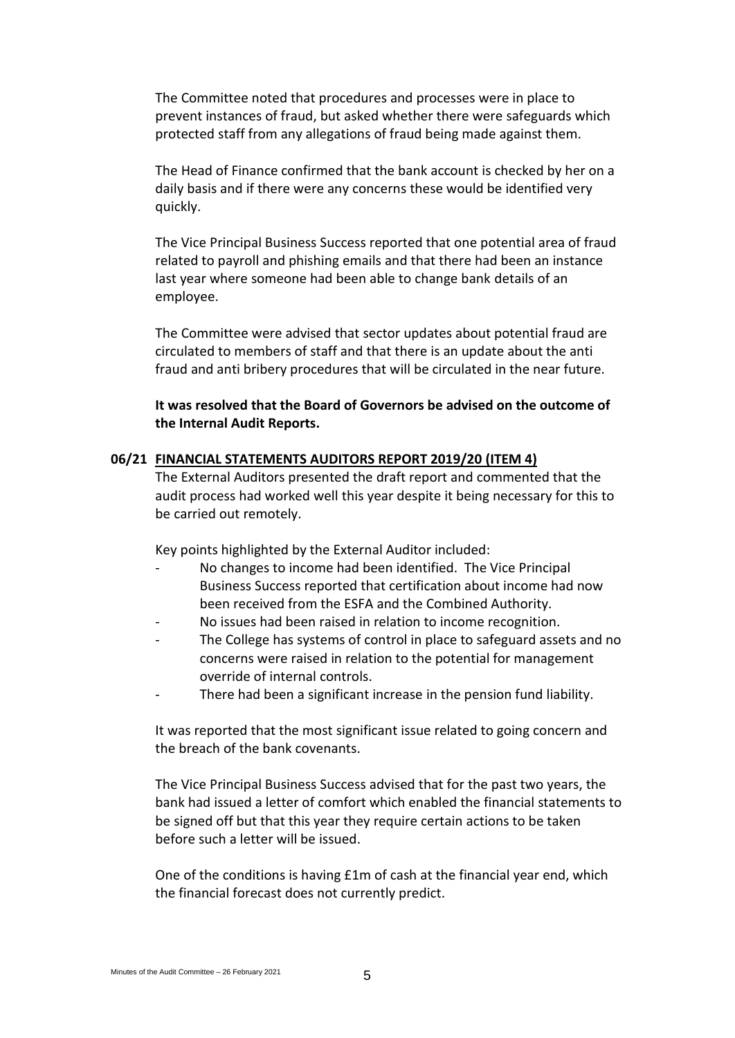The Committee noted that procedures and processes were in place to prevent instances of fraud, but asked whether there were safeguards which protected staff from any allegations of fraud being made against them.

The Head of Finance confirmed that the bank account is checked by her on a daily basis and if there were any concerns these would be identified very quickly.

The Vice Principal Business Success reported that one potential area of fraud related to payroll and phishing emails and that there had been an instance last year where someone had been able to change bank details of an employee.

The Committee were advised that sector updates about potential fraud are circulated to members of staff and that there is an update about the anti fraud and anti bribery procedures that will be circulated in the near future.

**It was resolved that the Board of Governors be advised on the outcome of the Internal Audit Reports.**

**06/21 FINANCIAL STATEMENTS AUDITORS REPORT 2019/20 (ITEM 4)**

The External Auditors presented the draft report and commented that the audit process had worked well this year despite it being necessary for this to be carried out remotely.

Key points highlighted by the External Auditor included:

- No changes to income had been identified. The Vice Principal Business Success reported that certification about income had now been received from the ESFA and the Combined Authority.
- No issues had been raised in relation to income recognition.
- The College has systems of control in place to safeguard assets and no concerns were raised in relation to the potential for management override of internal controls.
- There had been a significant increase in the pension fund liability.

It was reported that the most significant issue related to going concern and the breach of the bank covenants.

The Vice Principal Business Success advised that for the past two years, the bank had issued a letter of comfort which enabled the financial statements to be signed off but that this year they require certain actions to be taken before such a letter will be issued.

One of the conditions is having £1m of cash at the financial year end, which the financial forecast does not currently predict.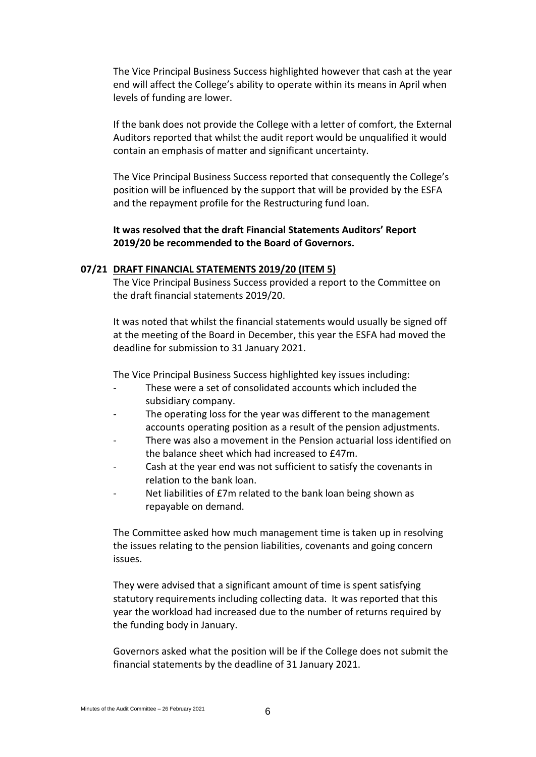The Vice Principal Business Success highlighted however that cash at the year end will affect the College's ability to operate within its means in April when levels of funding are lower.

If the bank does not provide the College with a letter of comfort, the External Auditors reported that whilst the audit report would be unqualified it would contain an emphasis of matter and significant uncertainty.

The Vice Principal Business Success reported that consequently the College's position will be influenced by the support that will be provided by the ESFA and the repayment profile for the Restructuring fund loan.

**It was resolved that the draft Financial Statements Auditors' Report 2019/20 be recommended to the Board of Governors.**

**07/21 DRAFT FINANCIAL STATEMENTS 2019/20 (ITEM 5)**

The Vice Principal Business Success provided a report to the Committee on the draft financial statements 2019/20.

It was noted that whilst the financial statements would usually be signed off at the meeting of the Board in December, this year the ESFA had moved the deadline for submission to 31 January 2021.

The Vice Principal Business Success highlighted key issues including:

- These were a set of consolidated accounts which included the subsidiary company.
- The operating loss for the year was different to the management accounts operating position as a result of the pension adjustments.
- There was also a movement in the Pension actuarial loss identified on the balance sheet which had increased to £47m.
- Cash at the year end was not sufficient to satisfy the covenants in relation to the bank loan.
- Net liabilities of £7m related to the bank loan being shown as repayable on demand.

The Committee asked how much management time is taken up in resolving the issues relating to the pension liabilities, covenants and going concern issues.

They were advised that a significant amount of time is spent satisfying statutory requirements including collecting data. It was reported that this year the workload had increased due to the number of returns required by the funding body in January.

Governors asked what the position will be if the College does not submit the financial statements by the deadline of 31 January 2021.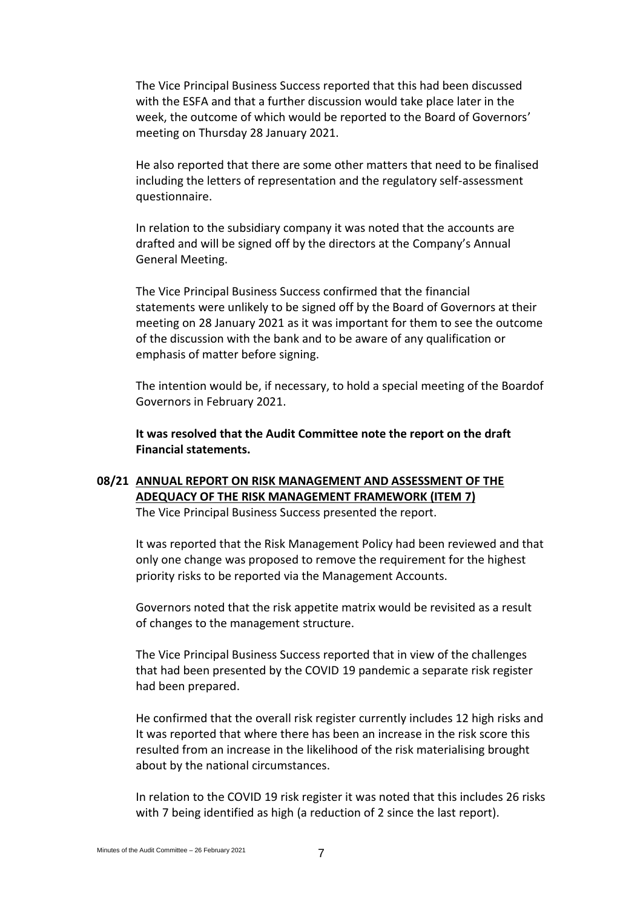The Vice Principal Business Success reported that this had been discussed with the ESFA and that a further discussion would take place later in the week, the outcome of which would be reported to the Board of Governors' meeting on Thursday 28 January 2021.

He also reported that there are some other matters that need to be finalised including the letters of representation and the regulatory self-assessment questionnaire.

In relation to the subsidiary company it was noted that the accounts are drafted and will be signed off by the directors at the Company's Annual General Meeting.

The Vice Principal Business Success confirmed that the financial statements were unlikely to be signed off by the Board of Governors at their meeting on 28 January 2021 as it was important for them to see the outcome of the discussion with the bank and to be aware of any qualification or emphasis of matter before signing.

The intention would be, if necessary, to hold a special meeting of the Boardof Governors in February 2021.

**It was resolved that the Audit Committee note the report on the draft Financial statements.**

**08/21 <u>ANNUAL REPORT ON RISK MANAGEMENT AND ASSESSMENT OF THE ADEQUACY OF THE RISK MANAGEMENT FRAMEWORK (ITEM 7)</u>**

The Vice Principal Business Success presented the report.

It was reported that the Risk Management Policy had been reviewed and that only one change was proposed to remove the requirement for the highest priority risks to be reported via the Management Accounts.

Governors noted that the risk appetite matrix would be revisited as a result of changes to the management structure.

The Vice Principal Business Success reported that in view of the challenges that had been presented by the COVID 19 pandemic a separate risk register had been prepared.

He confirmed that the overall risk register currently includes 12 high risks and It was reported that where there has been an increase in the risk score this resulted from an increase in the likelihood of the risk materialising brought about by the national circumstances.

In relation to the COVID 19 risk register it was noted that this includes 26 risks with 7 being identified as high (a reduction of 2 since the last report).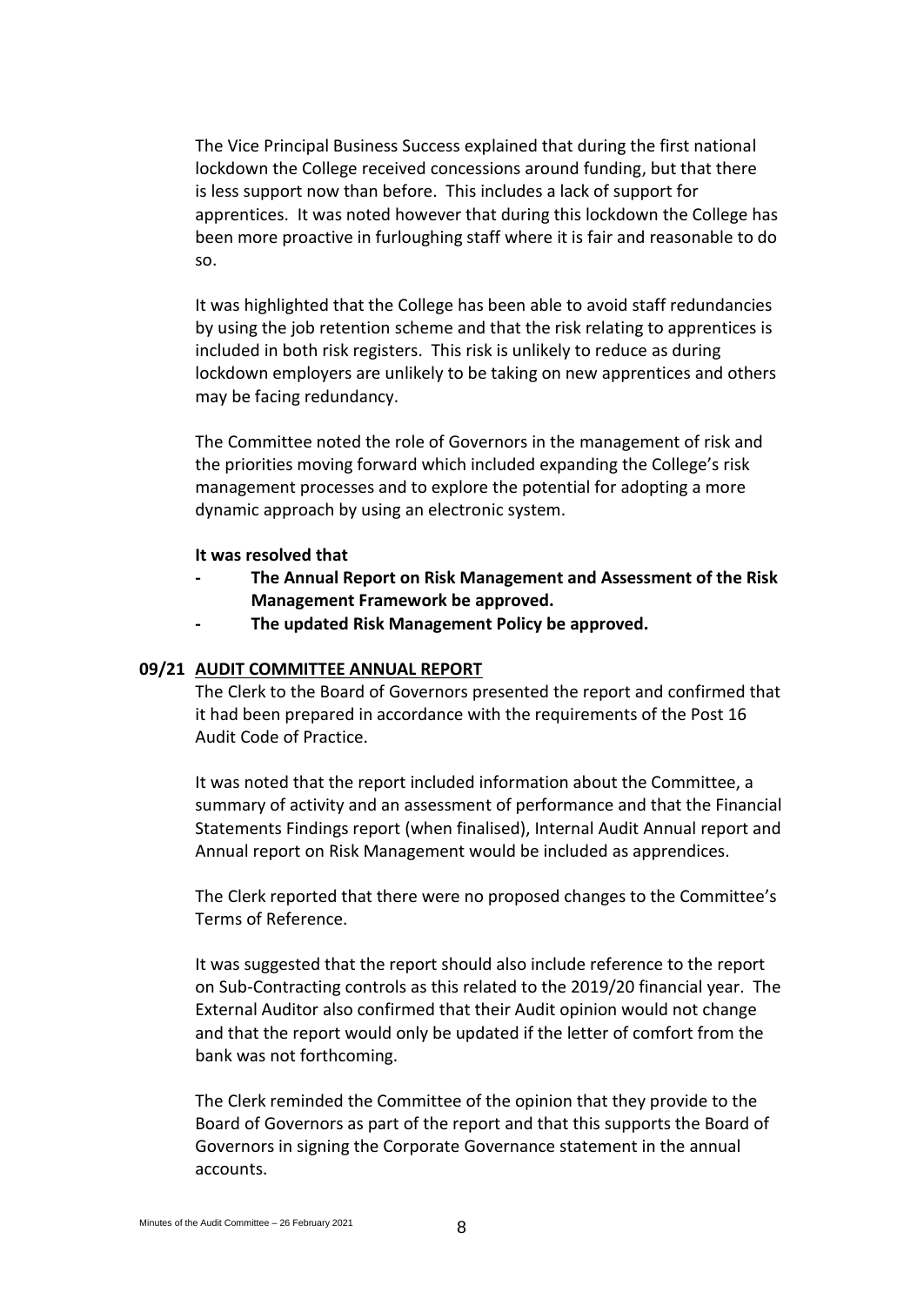The Vice Principal Business Success explained that during the first national lockdown the College received concessions around funding, but that there is less support now than before. This includes a lack of support for apprentices. It was noted however that during this lockdown the College has been more proactive in furloughing staff where it is fair and reasonable to do so.

It was highlighted that the College has been able to avoid staff redundancies by using the job retention scheme and that the risk relating to apprentices is included in both risk registers. This risk is unlikely to reduce as during lockdown employers are unlikely to be taking on new apprentices and others may be facing redundancy.

The Committee noted the role of Governors in the management of risk and the priorities moving forward which included expanding the College's risk management processes and to explore the potential for adopting a more dynamic approach by using an electronic system.

**It was resolved that**

- **The Annual Report on Risk Management and Assessment of the Risk Management Framework be approved.**
- **The updated Risk Management Policy be approved.**

**09/21 AUDIT COMMITTEE ANNUAL REPORT**

The Clerk to the Board of Governors presented the report and confirmed that it had been prepared in accordance with the requirements of the Post 16 Audit Code of Practice.

It was noted that the report included information about the Committee, a summary of activity and an assessment of performance and that the Financial Statements Findings report (when finalised), Internal Audit Annual report and Annual report on Risk Management would be included as apprendices.

The Clerk reported that there were no proposed changes to the Committee's Terms of Reference.

It was suggested that the report should also include reference to the report on Sub-Contracting controls as this related to the 2019/20 financial year. The External Auditor also confirmed that their Audit opinion would not change and that the report would only be updated if the letter of comfort from the bank was not forthcoming.

The Clerk reminded the Committee of the opinion that they provide to the Board of Governors as part of the report and that this supports the Board of Governors in signing the Corporate Governance statement in the annual accounts.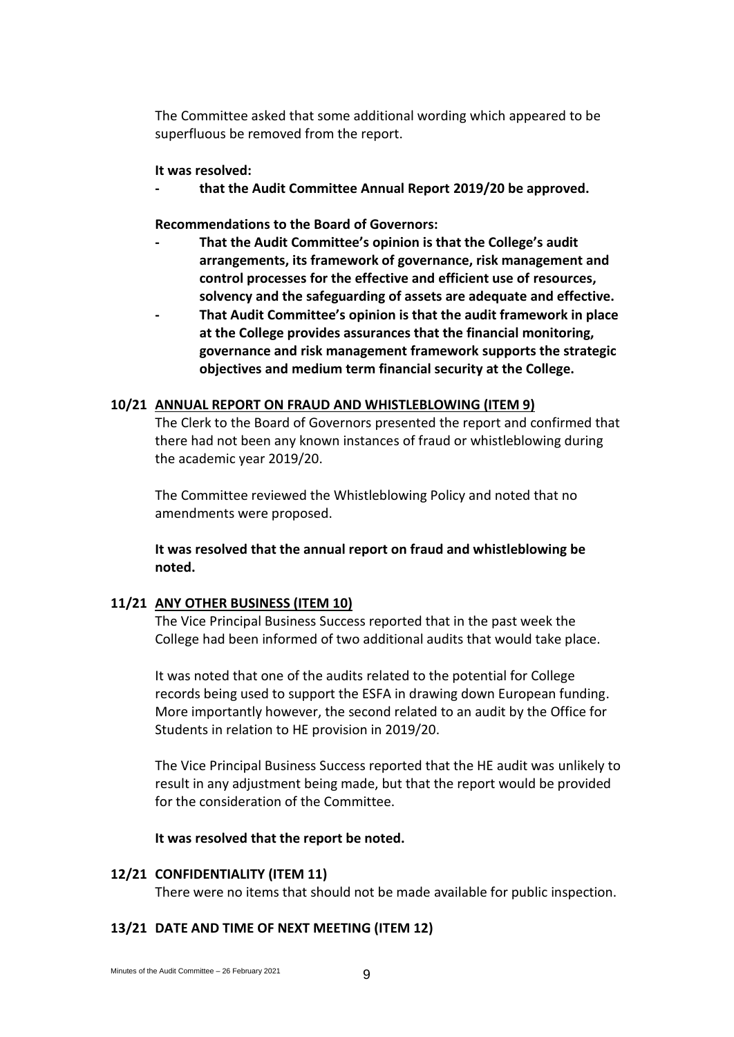The Committee asked that some additional wording which appeared to be superfluous be removed from the report.

**It was resolved:**

- **that the Audit Committee Annual Report 2019/20 be approved.**

**Recommendations to the Board of Governors:**

- **That the Audit Committee's opinion is that the College's audit arrangements, its framework of governance, risk management and control processes for the effective and efficient use of resources, solvency and the safeguarding of assets are adequate and effective.**
- **That Audit Committee's opinion is that the audit framework in place at the College provides assurances that the financial monitoring, governance and risk management framework supports the strategic objectives and medium term financial security at the College.**

**10/21 ANNUAL REPORT ON FRAUD AND WHISTLEBLOWING (ITEM 9)**

The Clerk to the Board of Governors presented the report and confirmed that there had not been any known instances of fraud or whistleblowing during the academic year 2019/20.

The Committee reviewed the Whistleblowing Policy and noted that no amendments were proposed.

**It was resolved that the annual report on fraud and whistleblowing be noted.**

**11/21 ANY OTHER BUSINESS (ITEM 10)**

The Vice Principal Business Success reported that in the past week the College had been informed of two additional audits that would take place.

It was noted that one of the audits related to the potential for College records being used to support the ESFA in drawing down European funding. More importantly however, the second related to an audit by the Office for Students in relation to HE provision in 2019/20.

The Vice Principal Business Success reported that the HE audit was unlikely to result in any adjustment being made, but that the report would be provided for the consideration of the Committee.

**It was resolved that the report be noted.**

**12/21 CONFIDENTIALITY (ITEM 11)**

There were no items that should not be made available for public inspection.

**13/21 DATE AND TIME OF NEXT MEETING (ITEM 12)**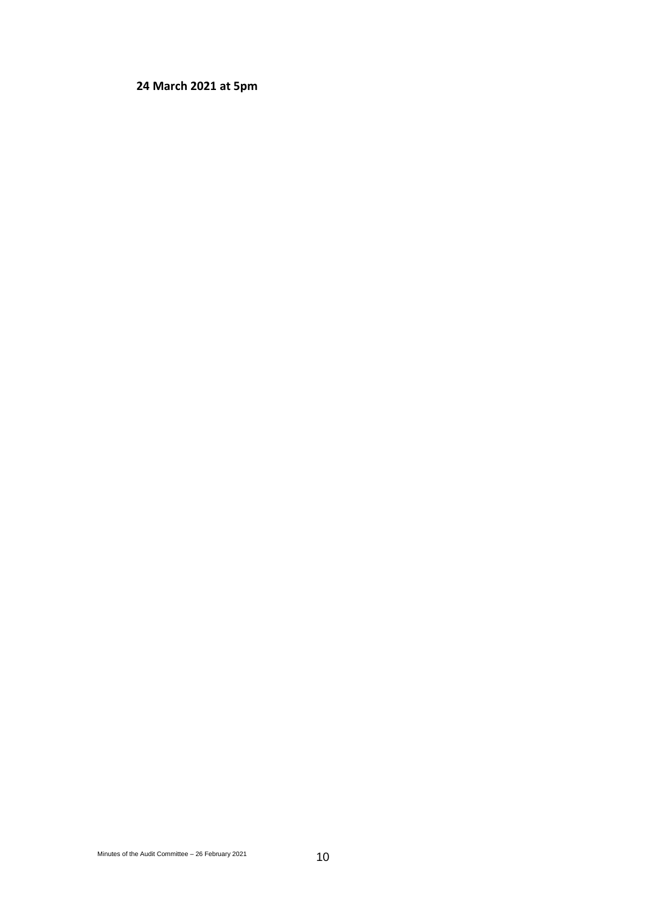**24 March 2021 at 5pm**